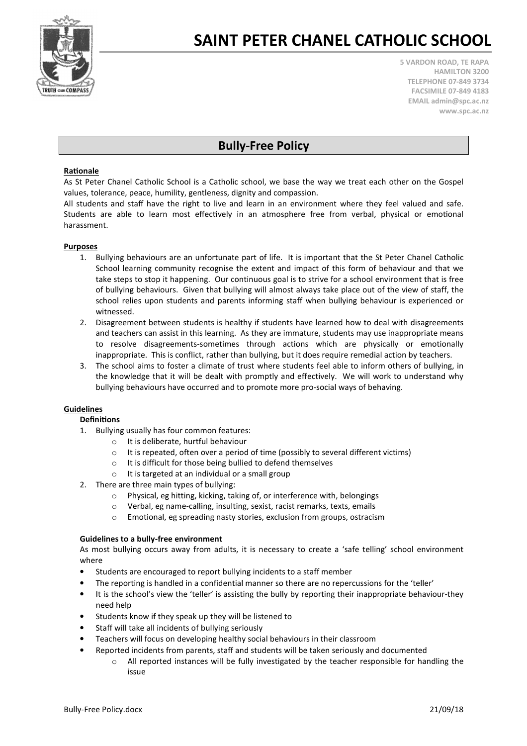# SAINT PETER CHANEL CATHOLIC SCHOOL

5 VARDON ROAD, TE RAPA
HAMILTON 3200
TELEPHONE 07-849 3734
FACSIMILE 07-849 4183
EMAIL admin@spc.ac.nz
www.spc.ac.nz

## Bully-Free Policy

**Rationale**

As St Peter Chanel Catholic School is a Catholic school, we base the way we treat each other on the Gospel values, tolerance, peace, humility, gentleness, dignity and compassion.

All students and staff have the right to live and learn in an environment where they feel valued and safe. Students are able to learn most effectively in an atmosphere free from verbal, physical or emotional harassment.

**Purposes**

1. Bullying behaviours are an unfortunate part of life. It is important that the St Peter Chanel Catholic School learning community recognise the extent and impact of this form of behaviour and that we take steps to stop it happening. Our continuous goal is to strive for a school environment that is free of bullying behaviours. Given that bullying will almost always take place out of the view of staff, the school relies upon students and parents informing staff when bullying behaviour is experienced or witnessed.
2. Disagreement between students is healthy if students have learned how to deal with disagreements and teachers can assist in this learning. As they are immature, students may use inappropriate means to resolve disagreements-sometimes through actions which are physically or emotionally inappropriate. This is conflict, rather than bullying, but it does require remedial action by teachers.
3. The school aims to foster a climate of trust where students feel able to inform others of bullying, in the knowledge that it will be dealt with promptly and effectively. We will work to understand why bullying behaviours have occurred and to promote more pro-social ways of behaving.

**Guidelines**

**Definitions**

1. Bullying usually has four common features:
   - It is deliberate, hurtful behaviour
   - It is repeated, often over a period of time (possibly to several different victims)
   - It is difficult for those being bullied to defend themselves
   - It is targeted at an individual or a small group
2. There are three main types of bullying:
   - Physical, eg hitting, kicking, taking of, or interference with, belongings
   - Verbal, eg name-calling, insulting, sexist, racist remarks, texts, emails
   - Emotional, eg spreading nasty stories, exclusion from groups, ostracism

**Guidelines to a bully-free environment**

As most bullying occurs away from adults, it is necessary to create a 'safe telling' school environment where

- Students are encouraged to report bullying incidents to a staff member
- The reporting is handled in a confidential manner so there are no repercussions for the 'teller'
- It is the school's view the 'teller' is assisting the bully by reporting their inappropriate behaviour-they need help
- Students know if they speak up they will be listened to
- Staff will take all incidents of bullying seriously
- Teachers will focus on developing healthy social behaviours in their classroom
- Reported incidents from parents, staff and students will be taken seriously and documented
  - All reported instances will be fully investigated by the teacher responsible for handling the issue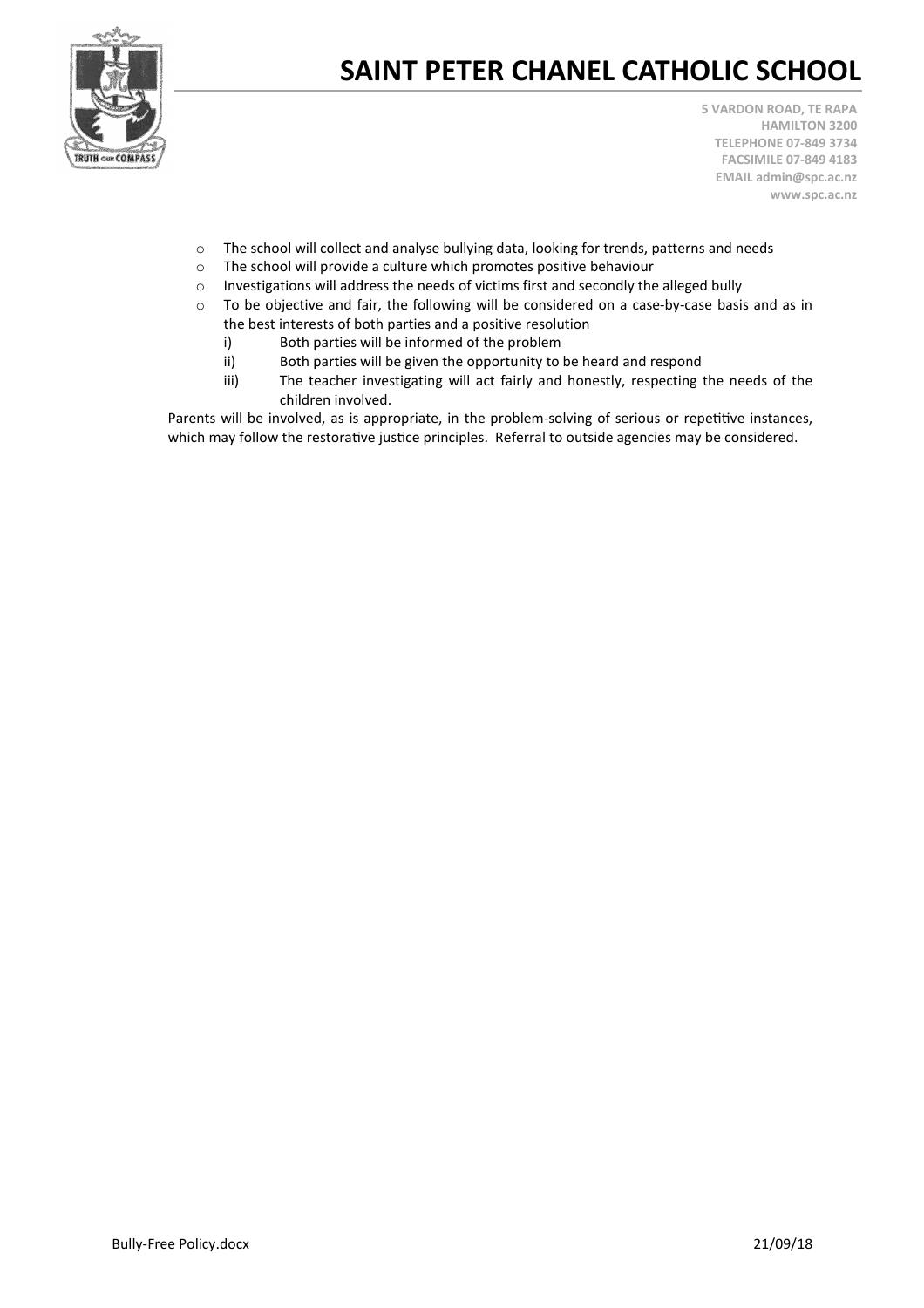- The school will collect and analyse bullying data, looking for trends, patterns and needs
- The school will provide a culture which promotes positive behaviour
- Investigations will address the needs of victims first and secondly the alleged bully
- To be objective and fair, the following will be considered on a case-by-case basis and as in the best interests of both parties and a positive resolution
  - i) Both parties will be informed of the problem
  - ii) Both parties will be given the opportunity to be heard and respond
  - iii) The teacher investigating will act fairly and honestly, respecting the needs of the children involved.

Parents will be involved, as is appropriate, in the problem-solving of serious or repetitive instances, which may follow the restorative justice principles. Referral to outside agencies may be considered.